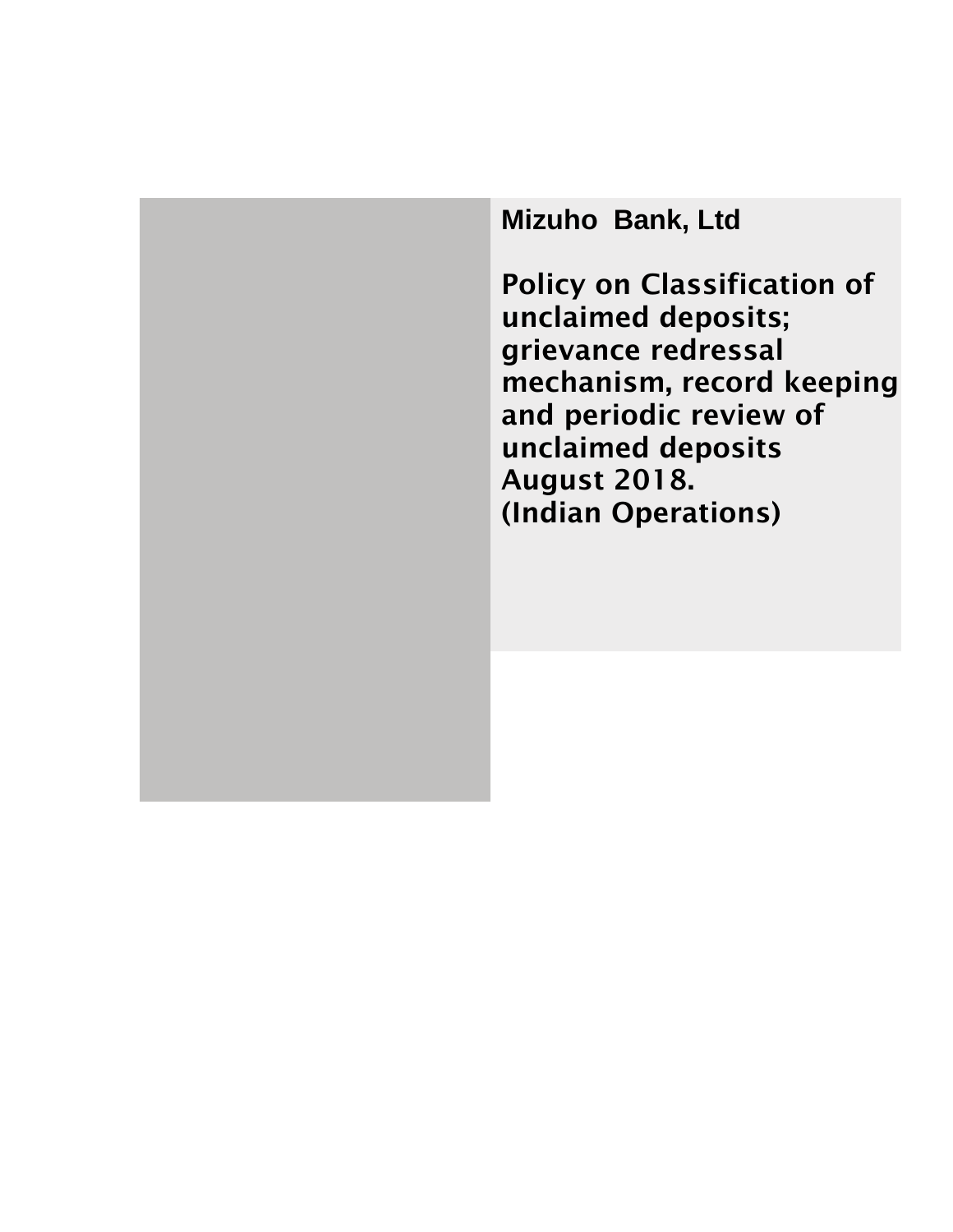**Mizuho Bank, Ltd**

# Policy on Classification of unclaimed deposits; grievance redressal mechanism, record keeping and periodic review of unclaimed deposits

**August 2018.**

**(Indian Operations)**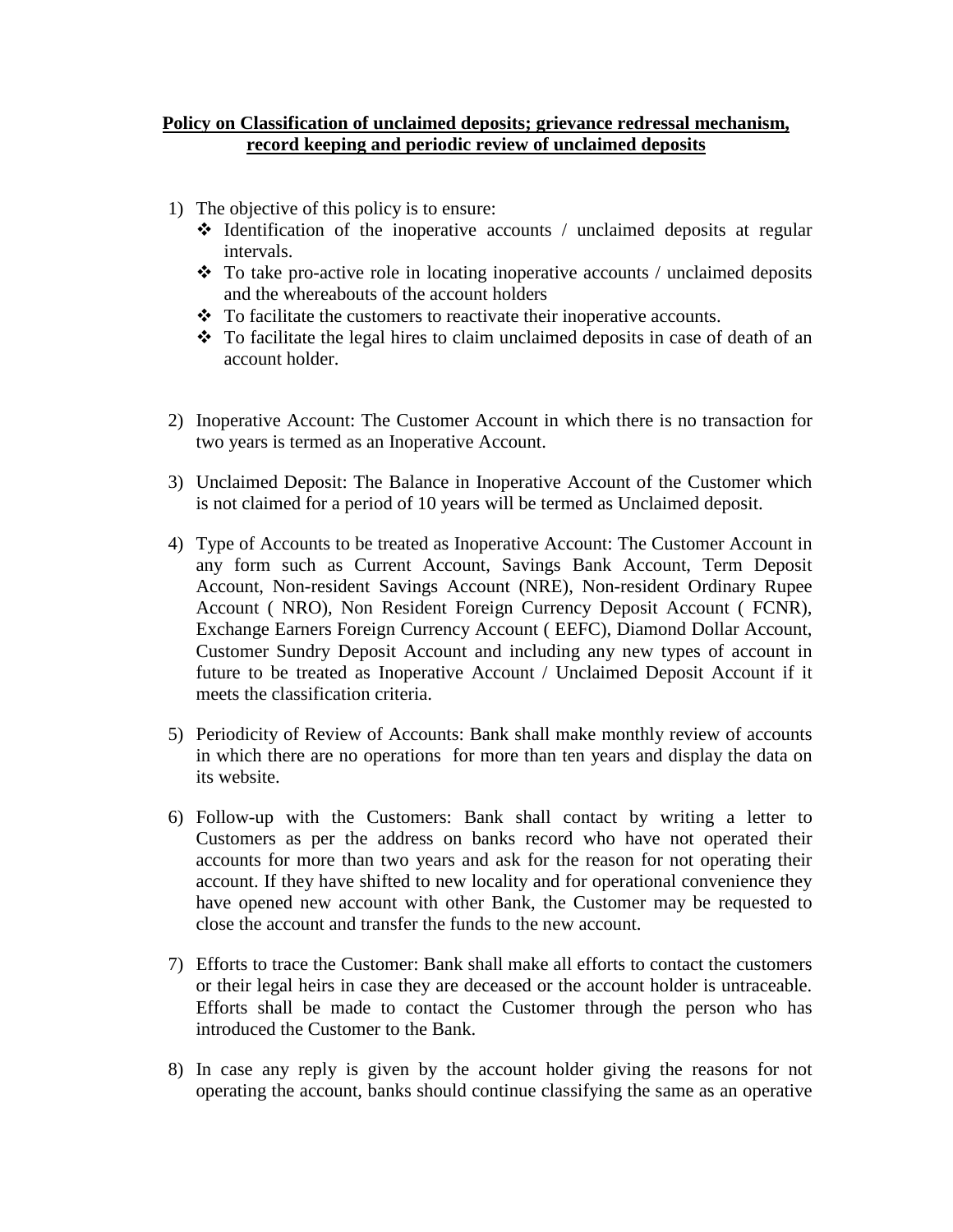**Policy on Classification of unclaimed deposits; grievance redressal mechanism, record keeping and periodic review of unclaimed deposits**

1) The objective of this policy is to ensure:
    - Identification of the inoperative accounts / unclaimed deposits at regular intervals.
    - To take pro-active role in locating inoperative accounts / unclaimed deposits and the whereabouts of the account holders
    - To facilitate the customers to reactivate their inoperative accounts.
    - To facilitate the legal hires to claim unclaimed deposits in case of death of an account holder.

2) Inoperative Account: The Customer Account in which there is no transaction for two years is termed as an Inoperative Account.

3) Unclaimed Deposit: The Balance in Inoperative Account of the Customer which is not claimed for a period of 10 years will be termed as Unclaimed deposit.

4) Type of Accounts to be treated as Inoperative Account: The Customer Account in any form such as Current Account, Savings Bank Account, Term Deposit Account, Non-resident Savings Account (NRE), Non-resident Ordinary Rupee Account ( NRO), Non Resident Foreign Currency Deposit Account ( FCNR), Exchange Earners Foreign Currency Account ( EEFC), Diamond Dollar Account, Customer Sundry Deposit Account and including any new types of account in future to be treated as Inoperative Account / Unclaimed Deposit Account if it meets the classification criteria.

5) Periodicity of Review of Accounts: Bank shall make monthly review of accounts in which there are no operations for more than ten years and display the data on its website.

6) Follow-up with the Customers: Bank shall contact by writing a letter to Customers as per the address on banks record who have not operated their accounts for more than two years and ask for the reason for not operating their account. If they have shifted to new locality and for operational convenience they have opened new account with other Bank, the Customer may be requested to close the account and transfer the funds to the new account.

7) Efforts to trace the Customer: Bank shall make all efforts to contact the customers or their legal heirs in case they are deceased or the account holder is untraceable. Efforts shall be made to contact the Customer through the person who has introduced the Customer to the Bank.

8) In case any reply is given by the account holder giving the reasons for not operating the account, banks should continue classifying the same as an operative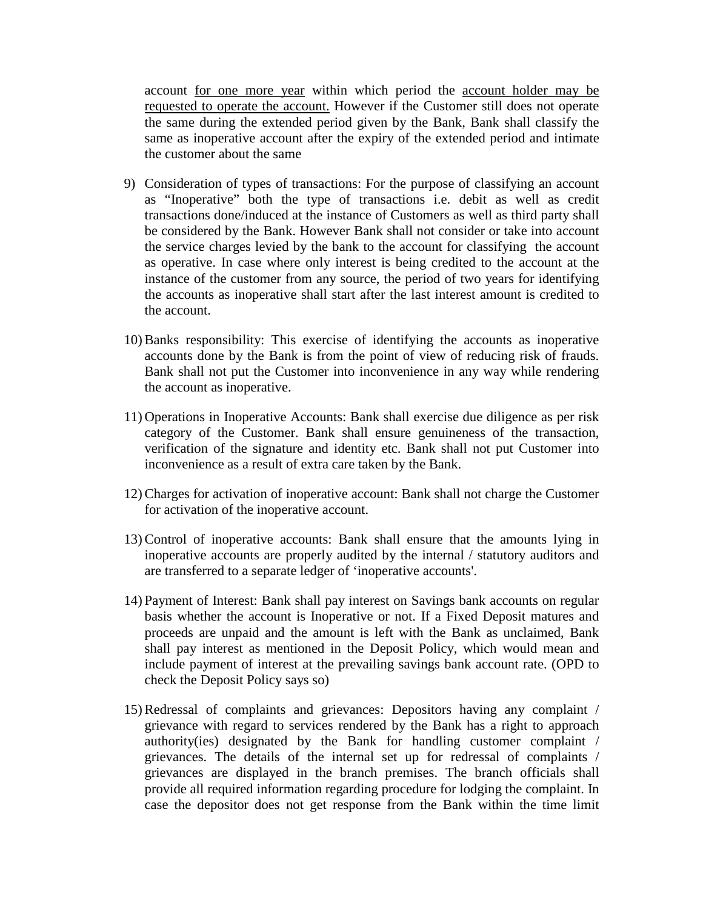account <u>for one more year</u> within which period the <u>account holder may be requested to operate the account.</u> However if the Customer still does not operate the same during the extended period given by the Bank, Bank shall classify the same as inoperative account after the expiry of the extended period and intimate the customer about the same

9) Consideration of types of transactions: For the purpose of classifying an account as "Inoperative" both the type of transactions i.e. debit as well as credit transactions done/induced at the instance of Customers as well as third party shall be considered by the Bank. However Bank shall not consider or take into account the service charges levied by the bank to the account for classifying the account as operative. In case where only interest is being credited to the account at the instance of the customer from any source, the period of two years for identifying the accounts as inoperative shall start after the last interest amount is credited to the account.

10) Banks responsibility: This exercise of identifying the accounts as inoperative accounts done by the Bank is from the point of view of reducing risk of frauds. Bank shall not put the Customer into inconvenience in any way while rendering the account as inoperative.

11) Operations in Inoperative Accounts: Bank shall exercise due diligence as per risk category of the Customer. Bank shall ensure genuineness of the transaction, verification of the signature and identity etc. Bank shall not put Customer into inconvenience as a result of extra care taken by the Bank.

12) Charges for activation of inoperative account: Bank shall not charge the Customer for activation of the inoperative account.

13) Control of inoperative accounts: Bank shall ensure that the amounts lying in inoperative accounts are properly audited by the internal / statutory auditors and are transferred to a separate ledger of 'inoperative accounts'.

14) Payment of Interest: Bank shall pay interest on Savings bank accounts on regular basis whether the account is Inoperative or not. If a Fixed Deposit matures and proceeds are unpaid and the amount is left with the Bank as unclaimed, Bank shall pay interest as mentioned in the Deposit Policy, which would mean and include payment of interest at the prevailing savings bank account rate. (OPD to check the Deposit Policy says so)

15) Redressal of complaints and grievances: Depositors having any complaint / grievance with regard to services rendered by the Bank has a right to approach authority(ies) designated by the Bank for handling customer complaint / grievances. The details of the internal set up for redressal of complaints / grievances are displayed in the branch premises. The branch officials shall provide all required information regarding procedure for lodging the complaint. In case the depositor does not get response from the Bank within the time limit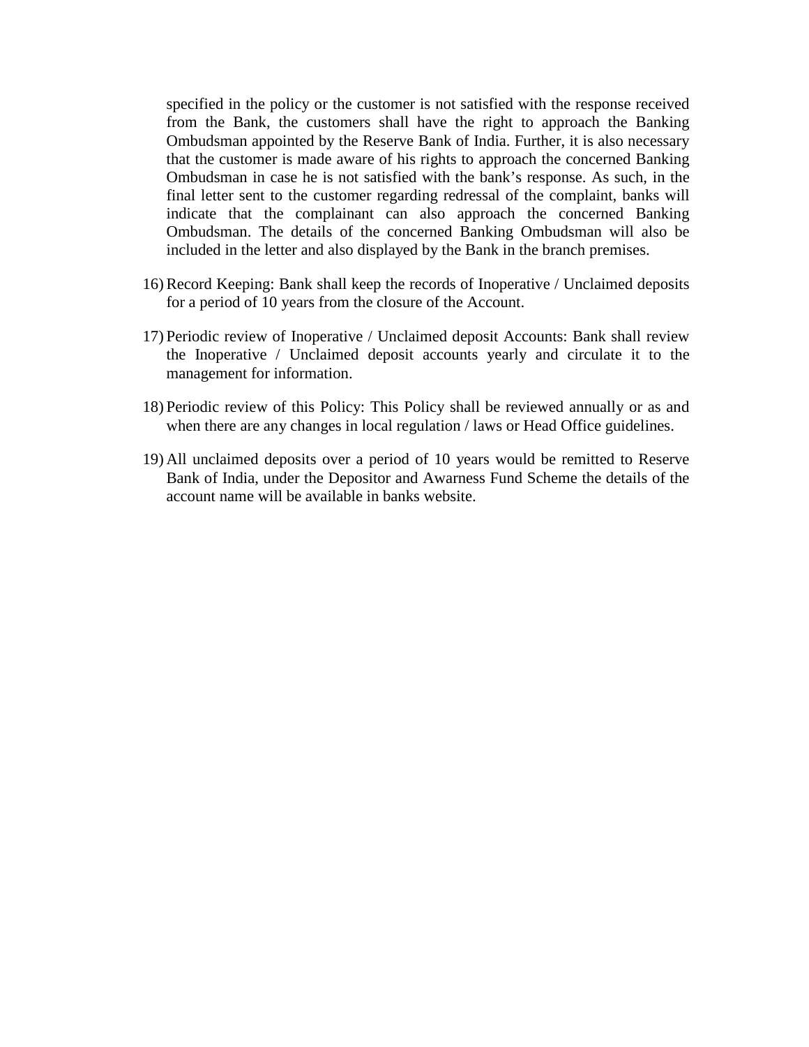specified in the policy or the customer is not satisfied with the response received from the Bank, the customers shall have the right to approach the Banking Ombudsman appointed by the Reserve Bank of India. Further, it is also necessary that the customer is made aware of his rights to approach the concerned Banking Ombudsman in case he is not satisfied with the bank's response. As such, in the final letter sent to the customer regarding redressal of the complaint, banks will indicate that the complainant can also approach the concerned Banking Ombudsman. The details of the concerned Banking Ombudsman will also be included in the letter and also displayed by the Bank in the branch premises.

16) Record Keeping: Bank shall keep the records of Inoperative / Unclaimed deposits for a period of 10 years from the closure of the Account.

17) Periodic review of Inoperative / Unclaimed deposit Accounts: Bank shall review the Inoperative / Unclaimed deposit accounts yearly and circulate it to the management for information.

18) Periodic review of this Policy: This Policy shall be reviewed annually or as and when there are any changes in local regulation / laws or Head Office guidelines.

19) All unclaimed deposits over a period of 10 years would be remitted to Reserve Bank of India, under the Depositor and Awarness Fund Scheme the details of the account name will be available in banks website.